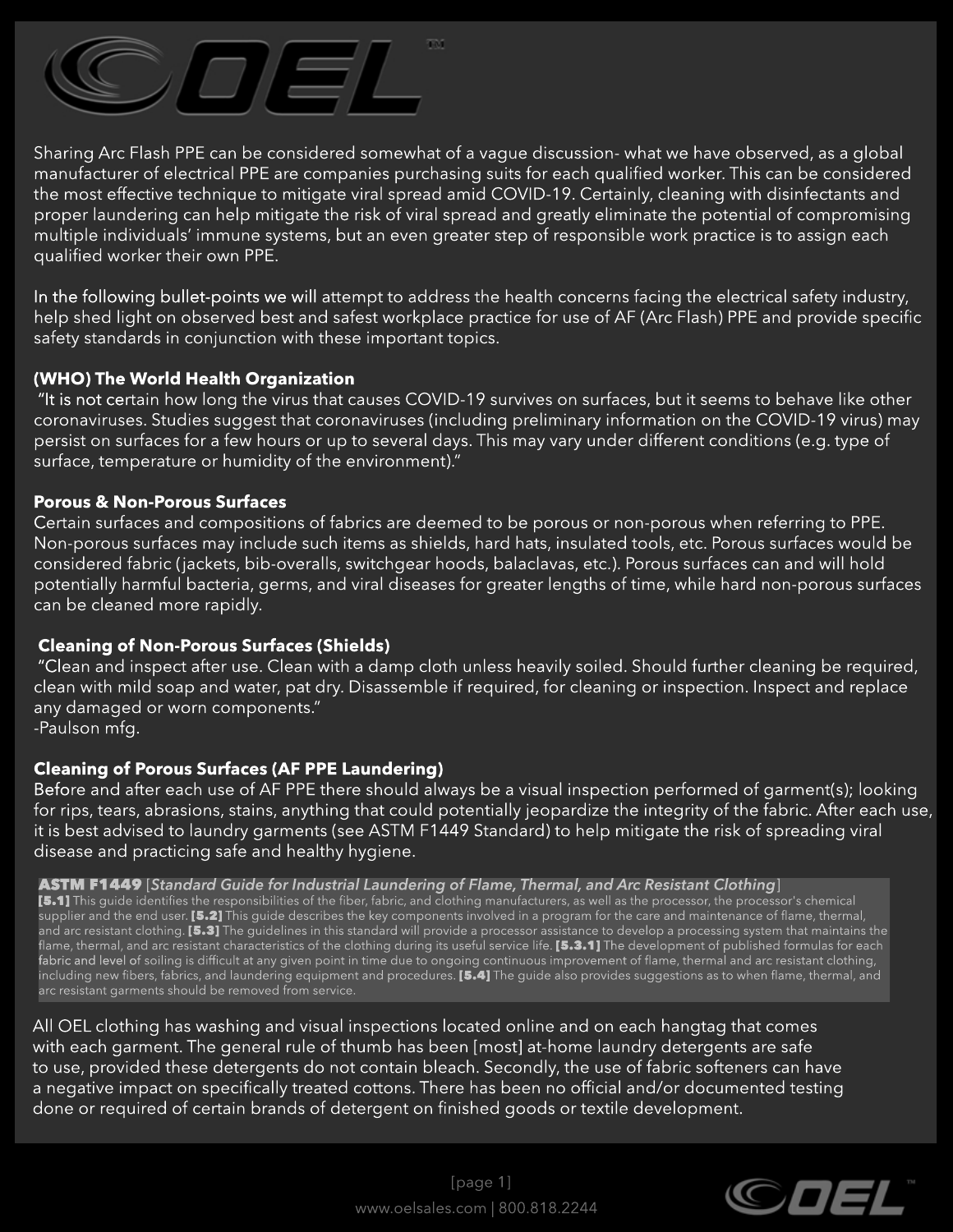Sharing Arc Flash PPE can be considered somewhat of a vague discussion- what we have observed, as a global manufacturer of electrical PPE are companies purchasing suits for each qualified worker. This can be considered the most effective technique to mitigate viral spread amid COVID-19. Certainly, cleaning with disinfectants and proper laundering can help mitigate the risk of viral spread and greatly eliminate the potential of compromising multiple individuals' immune systems, but an even greater step of responsible work practice is to assign each qualified worker their own PPE.

In the following bullet-points we will attempt to address the health concerns facing the electrical safety industry, help shed light on observed best and safest workplace practice for use of AF (Arc Flash) PPE and provide specific safety standards in conjunction with these important topics.

**(WHO) The World Health Organization**

"It is not certain how long the virus that causes COVID-19 survives on surfaces, but it seems to behave like other coronaviruses. Studies suggest that coronaviruses (including preliminary information on the COVID-19 virus) may persist on surfaces for a few hours or up to several days. This may vary under different conditions (e.g. type of surface, temperature or humidity of the environment)."

**Porous & Non-Porous Surfaces**

Certain surfaces and compositions of fabrics are deemed to be porous or non-porous when referring to PPE. Non-porous surfaces may include such items as shields, hard hats, insulated tools, etc. Porous surfaces would be considered fabric (jackets, bib-overalls, switchgear hoods, balaclavas, etc.). Porous surfaces can and will hold potentially harmful bacteria, germs, and viral diseases for greater lengths of time, while hard non-porous surfaces can be cleaned more rapidly.

**Cleaning of Non-Porous Surfaces (Shields)**

"Clean and inspect after use. Clean with a damp cloth unless heavily soiled. Should further cleaning be required, clean with mild soap and water, pat dry. Disassemble if required, for cleaning or inspection. Inspect and replace any damaged or worn components."

-Paulson mfg.

**Cleaning of Porous Surfaces (AF PPE Laundering)**

Before and after each use of AF PPE there should always be a visual inspection performed of garment(s); looking for rips, tears, abrasions, stains, anything that could potentially jeopardize the integrity of the fabric. After each use, it is best advised to laundry garments (see ASTM F1449 Standard) to help mitigate the risk of spreading viral disease and practicing safe and healthy hygiene.

> **ASTM F1449** [*Standard Guide for Industrial Laundering of Flame, Thermal, and Arc Resistant Clothing*]
> **[5.1]** This guide identifies the responsibilities of the fiber, fabric, and clothing manufacturers, as well as the processor, the processor's chemical supplier and the end user. **[5.2]** This guide describes the key components involved in a program for the care and maintenance of flame, thermal, and arc resistant clothing. **[5.3]** The guidelines in this standard will provide a processor assistance to develop a processing system that maintains the flame, thermal, and arc resistant characteristics of the clothing during its useful service life. **[5.3.1]** The development of published formulas for each fabric and level of soiling is difficult at any given point in time due to ongoing continuous improvement of flame, thermal and arc resistant clothing, including new fibers, fabrics, and laundering equipment and procedures. **[5.4]** The guide also provides suggestions as to when flame, thermal, and arc resistant garments should be removed from service.

All OEL clothing has washing and visual inspections located online and on each hangtag that comes with each garment. The general rule of thumb has been [most] at-home laundry detergents are safe to use, provided these detergents do not contain bleach. Secondly, the use of fabric softeners can have a negative impact on specifically treated cottons. There has been no official and/or documented testing done or required of certain brands of detergent on finished goods or textile development.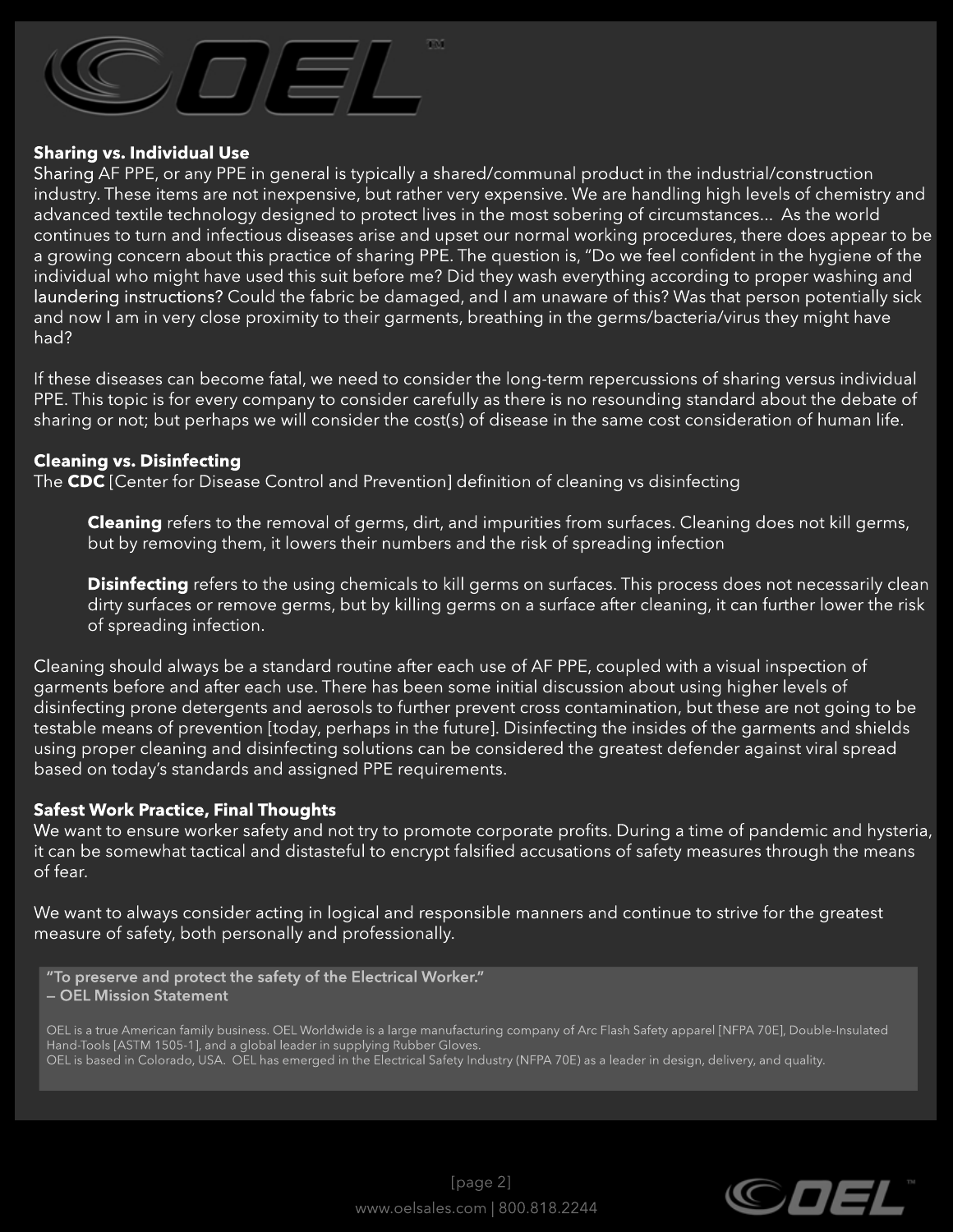**Sharing vs. Individual Use**

Sharing AF PPE, or any PPE in general is typically a shared/communal product in the industrial/construction industry. These items are not inexpensive, but rather very expensive. We are handling high levels of chemistry and advanced textile technology designed to protect lives in the most sobering of circumstances... As the world continues to turn and infectious diseases arise and upset our normal working procedures, there does appear to be a growing concern about this practice of sharing PPE. The question is, "Do we feel confident in the hygiene of the individual who might have used this suit before me? Did they wash everything according to proper washing and laundering instructions? Could the fabric be damaged, and I am unaware of this? Was that person potentially sick and now I am in very close proximity to their garments, breathing in the germs/bacteria/virus they might have had?

If these diseases can become fatal, we need to consider the long-term repercussions of sharing versus individual PPE. This topic is for every company to consider carefully as there is no resounding standard about the debate of sharing or not; but perhaps we will consider the cost(s) of disease in the same cost consideration of human life.

**Cleaning vs. Disinfecting**

The **CDC** [Center for Disease Control and Prevention] definition of cleaning vs disinfecting

> **Cleaning** refers to the removal of germs, dirt, and impurities from surfaces. Cleaning does not kill germs, but by removing them, it lowers their numbers and the risk of spreading infection
>
> **Disinfecting** refers to the using chemicals to kill germs on surfaces. This process does not necessarily clean dirty surfaces or remove germs, but by killing germs on a surface after cleaning, it can further lower the risk of spreading infection.

Cleaning should always be a standard routine after each use of AF PPE, coupled with a visual inspection of garments before and after each use. There has been some initial discussion about using higher levels of disinfecting prone detergents and aerosols to further prevent cross contamination, but these are not going to be testable means of prevention [today, perhaps in the future]. Disinfecting the insides of the garments and shields using proper cleaning and disinfecting solutions can be considered the greatest defender against viral spread based on today's standards and assigned PPE requirements.

**Safest Work Practice, Final Thoughts**

We want to ensure worker safety and not try to promote corporate profits. During a time of pandemic and hysteria, it can be somewhat tactical and distasteful to encrypt falsified accusations of safety measures through the means of fear.

We want to always consider acting in logical and responsible manners and continue to strive for the greatest measure of safety, both personally and professionally.

**"To preserve and protect the safety of the Electrical Worker."**
**— OEL Mission Statement**

OEL is a true American family business. OEL Worldwide is a large manufacturing company of Arc Flash Safety apparel [NFPA 70E], Double-Insulated Hand-Tools [ASTM 1505-1], and a global leader in supplying Rubber Gloves.
OEL is based in Colorado, USA. OEL has emerged in the Electrical Safety Industry (NFPA 70E) as a leader in design, delivery, and quality.

www.oelsales.com | 800.818.2244